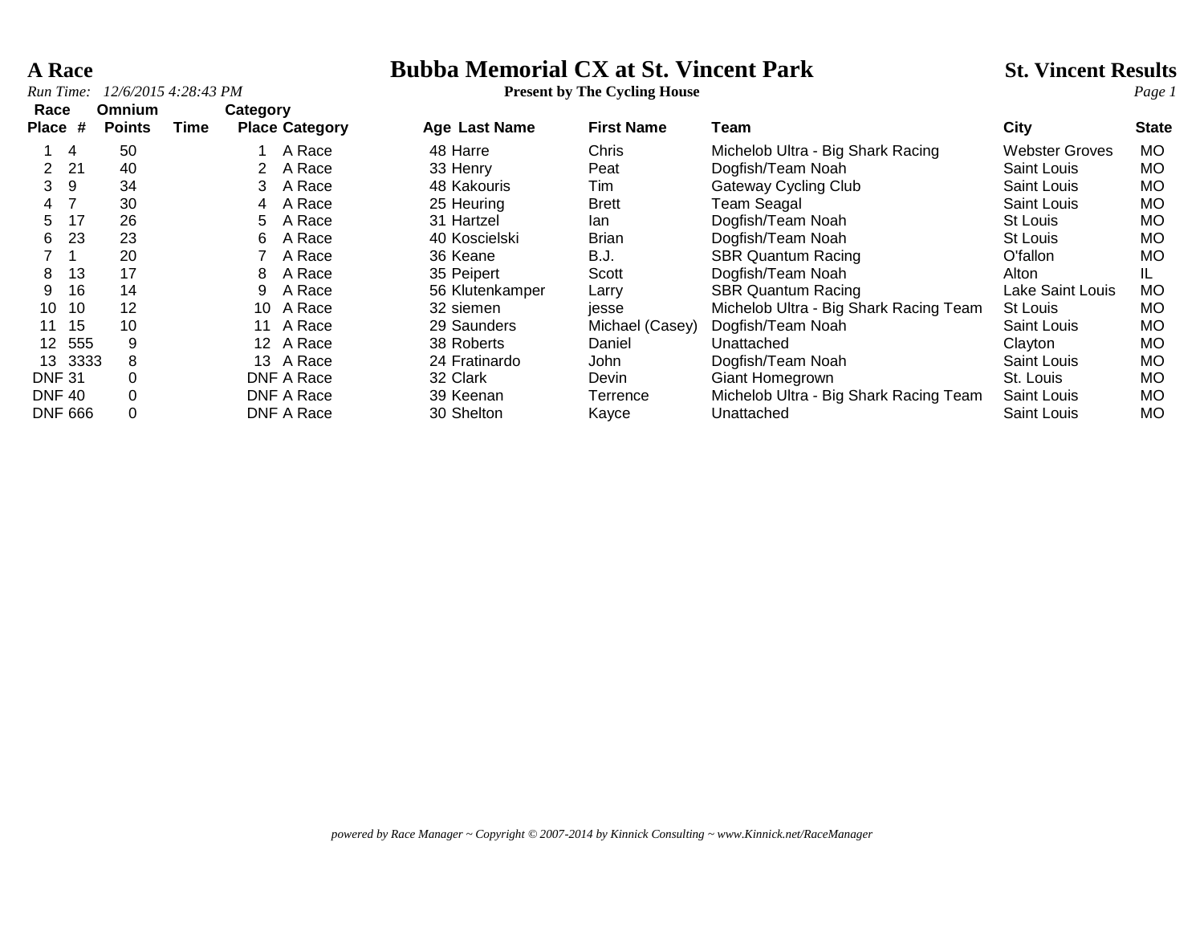# A Race

## Bubba Memorial CX at St. Vincent Park

**Present by The Cycling House**

**St. Vincent Results**

*Run Time: 12/6/2015 4:28:43 PM*

| Race Place | # | Omnium Points | Time | Category Place | Category | Age | Last Name | First Name | Team | City | State |
|---|---|---|---|---|---|---|---|---|---|---|---|
| 1 | 4 | 50 | | 1 | A Race | 48 | Harre | Chris | Michelob Ultra - Big Shark Racing | Webster Groves | MO |
| 2 | 21 | 40 | | 2 | A Race | 33 | Henry | Peat | Dogfish/Team Noah | Saint Louis | MO |
| 3 | 9 | 34 | | 3 | A Race | 48 | Kakouris | Tim | Gateway Cycling Club | Saint Louis | MO |
| 4 | 7 | 30 | | 4 | A Race | 25 | Heuring | Brett | Team Seagal | Saint Louis | MO |
| 5 | 17 | 26 | | 5 | A Race | 31 | Hartzel | Ian | Dogfish/Team Noah | St Louis | MO |
| 6 | 23 | 23 | | 6 | A Race | 40 | Koscielski | Brian | Dogfish/Team Noah | St Louis | MO |
| 7 | 1 | 20 | | 7 | A Race | 36 | Keane | B.J. | SBR Quantum Racing | O'fallon | MO |
| 8 | 13 | 17 | | 8 | A Race | 35 | Peipert | Scott | Dogfish/Team Noah | Alton | IL |
| 9 | 16 | 14 | | 9 | A Race | 56 | Klutenkamper | Larry | SBR Quantum Racing | Lake Saint Louis | MO |
| 10 | 10 | 12 | | 10 | A Race | 32 | siemen | jesse | Michelob Ultra - Big Shark Racing Team | St Louis | MO |
| 11 | 15 | 10 | | 11 | A Race | 29 | Saunders | Michael (Casey) | Dogfish/Team Noah | Saint Louis | MO |
| 12 | 555 | 9 | | 12 | A Race | 38 | Roberts | Daniel | Unattached | Clayton | MO |
| 13 | 3333 | 8 | | 13 | A Race | 24 | Fratinardo | John | Dogfish/Team Noah | Saint Louis | MO |
| DNF | 31 | 0 | | DNF | A Race | 32 | Clark | Devin | Giant Homegrown | St. Louis | MO |
| DNF | 40 | 0 | | DNF | A Race | 39 | Keenan | Terrence | Michelob Ultra - Big Shark Racing Team | Saint Louis | MO |
| DNF | 666 | 0 | | DNF | A Race | 30 | Shelton | Kayce | Unattached | Saint Louis | MO |

*powered by Race Manager ~ Copyright © 2007-2014 by Kinnick Consulting ~ www.Kinnick.net/RaceManager*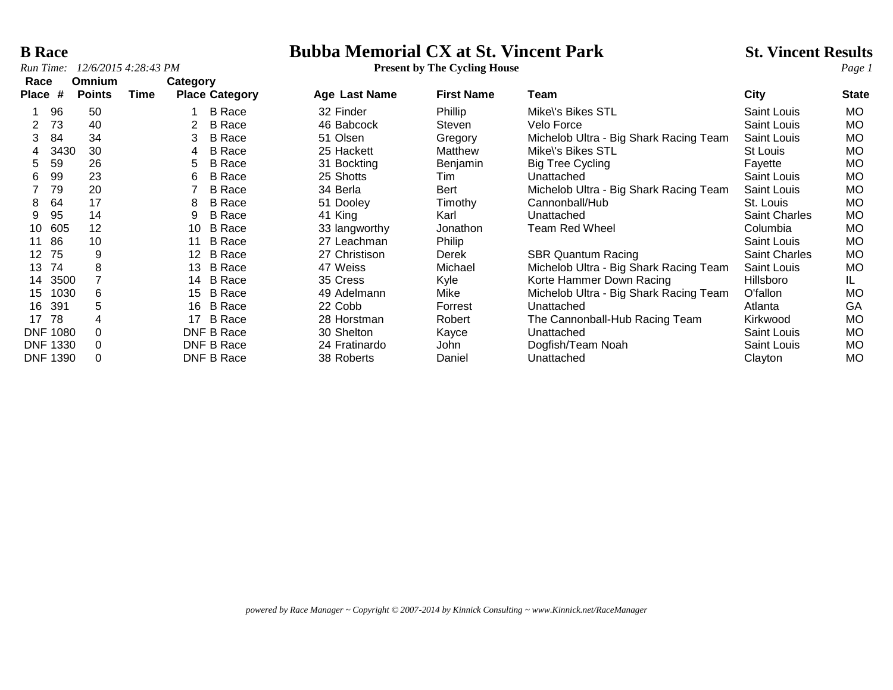# Bubba Memorial CX at St. Vincent Park

**B Race** — **St. Vincent Results**

*Run Time: 12/6/2015 4:28:43 PM*

**Present by The Cycling House**

| Race Place | # | Omnium Points | Time | Category Place | Category | Age | Last Name | First Name | Team | City | State |
|---|---|---|---|---|---|---|---|---|---|---|---|
| 1 | 96 | 50 | | 1 | B Race | 32 | Finder | Phillip | Mike\'s Bikes STL | Saint Louis | MO |
| 2 | 73 | 40 | | 2 | B Race | 46 | Babcock | Steven | Velo Force | Saint Louis | MO |
| 3 | 84 | 34 | | 3 | B Race | 51 | Olsen | Gregory | Michelob Ultra - Big Shark Racing Team | Saint Louis | MO |
| 4 | 3430 | 30 | | 4 | B Race | 25 | Hackett | Matthew | Mike\'s Bikes STL | St Louis | MO |
| 5 | 59 | 26 | | 5 | B Race | 31 | Bockting | Benjamin | Big Tree Cycling | Fayette | MO |
| 6 | 99 | 23 | | 6 | B Race | 25 | Shotts | Tim | Unattached | Saint Louis | MO |
| 7 | 79 | 20 | | 7 | B Race | 34 | Berla | Bert | Michelob Ultra - Big Shark Racing Team | Saint Louis | MO |
| 8 | 64 | 17 | | 8 | B Race | 51 | Dooley | Timothy | Cannonball/Hub | St. Louis | MO |
| 9 | 95 | 14 | | 9 | B Race | 41 | King | Karl | Unattached | Saint Charles | MO |
| 10 | 605 | 12 | | 10 | B Race | 33 | langworthy | Jonathon | Team Red Wheel | Columbia | MO |
| 11 | 86 | 10 | | 11 | B Race | 27 | Leachman | Philip | | Saint Louis | MO |
| 12 | 75 | 9 | | 12 | B Race | 27 | Christison | Derek | SBR Quantum Racing | Saint Charles | MO |
| 13 | 74 | 8 | | 13 | B Race | 47 | Weiss | Michael | Michelob Ultra - Big Shark Racing Team | Saint Louis | MO |
| 14 | 3500 | 7 | | 14 | B Race | 35 | Cress | Kyle | Korte Hammer Down Racing | Hillsboro | IL |
| 15 | 1030 | 6 | | 15 | B Race | 49 | Adelmann | Mike | Michelob Ultra - Big Shark Racing Team | O'fallon | MO |
| 16 | 391 | 5 | | 16 | B Race | 22 | Cobb | Forrest | Unattached | Atlanta | GA |
| 17 | 78 | 4 | | 17 | B Race | 28 | Horstman | Robert | The Cannonball-Hub Racing Team | Kirkwood | MO |
| DNF | 1080 | 0 | | DNF | B Race | 30 | Shelton | Kayce | Unattached | Saint Louis | MO |
| DNF | 1330 | 0 | | DNF | B Race | 24 | Fratinardo | John | Dogfish/Team Noah | Saint Louis | MO |
| DNF | 1390 | 0 | | DNF | B Race | 38 | Roberts | Daniel | Unattached | Clayton | MO |

*powered by Race Manager ~ Copyright © 2007-2014 by Kinnick Consulting ~ www.Kinnick.net/RaceManager*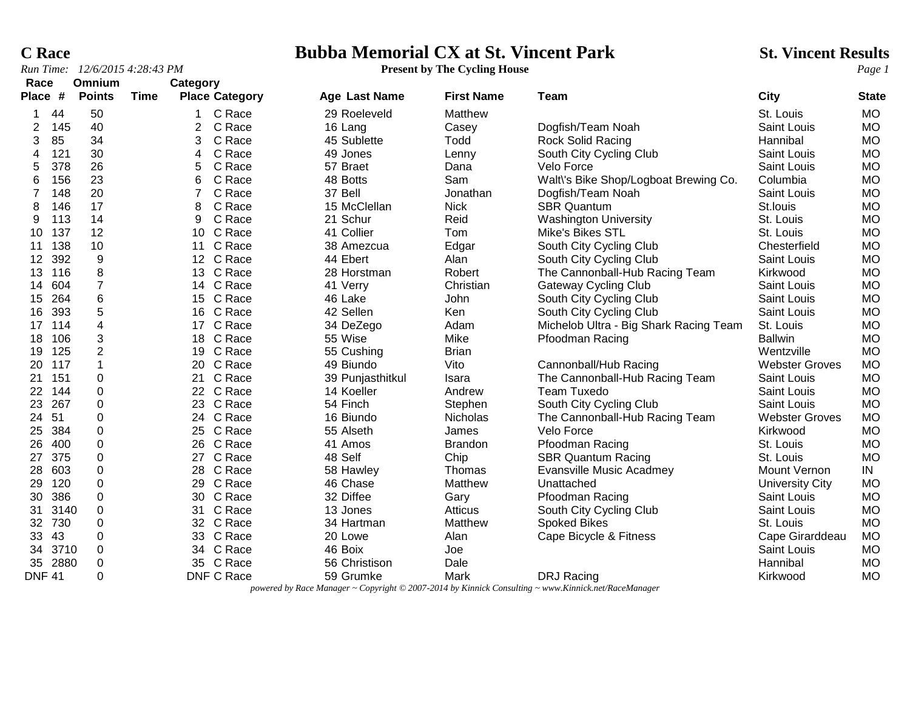# Bubba Memorial CX at St. Vincent Park

**C Race**

*Run Time: 12/6/2015 4:28:43 PM*

**Present by The Cycling House**

**St. Vincent Results**

| Race Place | # | Omnium Points | Time | Category Place | Category | Age | Last Name | First Name | Team | City | State |
|---|---|---|---|---|---|---|---|---|---|---|---|
| 1 | 44 | 50 | | 1 | C Race | 29 | Roeleveld | Matthew | | St. Louis | MO |
| 2 | 145 | 40 | | 2 | C Race | 16 | Lang | Casey | Dogfish/Team Noah | Saint Louis | MO |
| 3 | 85 | 34 | | 3 | C Race | 45 | Sublette | Todd | Rock Solid Racing | Hannibal | MO |
| 4 | 121 | 30 | | 4 | C Race | 49 | Jones | Lenny | South City Cycling Club | Saint Louis | MO |
| 5 | 378 | 26 | | 5 | C Race | 57 | Braet | Dana | Velo Force | Saint Louis | MO |
| 6 | 156 | 23 | | 6 | C Race | 48 | Botts | Sam | Walt\'s Bike Shop/Logboat Brewing Co. | Columbia | MO |
| 7 | 148 | 20 | | 7 | C Race | 37 | Bell | Jonathan | Dogfish/Team Noah | Saint Louis | MO |
| 8 | 146 | 17 | | 8 | C Race | 15 | McClellan | Nick | SBR Quantum | St.louis | MO |
| 9 | 113 | 14 | | 9 | C Race | 21 | Schur | Reid | Washington University | St. Louis | MO |
| 10 | 137 | 12 | | 10 | C Race | 41 | Collier | Tom | Mike's Bikes STL | St. Louis | MO |
| 11 | 138 | 10 | | 11 | C Race | 38 | Amezcua | Edgar | South City Cycling Club | Chesterfield | MO |
| 12 | 392 | 9 | | 12 | C Race | 44 | Ebert | Alan | South City Cycling Club | Saint Louis | MO |
| 13 | 116 | 8 | | 13 | C Race | 28 | Horstman | Robert | The Cannonball-Hub Racing Team | Kirkwood | MO |
| 14 | 604 | 7 | | 14 | C Race | 41 | Verry | Christian | Gateway Cycling Club | Saint Louis | MO |
| 15 | 264 | 6 | | 15 | C Race | 46 | Lake | John | South City Cycling Club | Saint Louis | MO |
| 16 | 393 | 5 | | 16 | C Race | 42 | Sellen | Ken | South City Cycling Club | Saint Louis | MO |
| 17 | 114 | 4 | | 17 | C Race | 34 | DeZego | Adam | Michelob Ultra - Big Shark Racing Team | St. Louis | MO |
| 18 | 106 | 3 | | 18 | C Race | 55 | Wise | Mike | Pfoodman Racing | Ballwin | MO |
| 19 | 125 | 2 | | 19 | C Race | 55 | Cushing | Brian | | Wentzville | MO |
| 20 | 117 | 1 | | 20 | C Race | 49 | Biundo | Vito | Cannonball/Hub Racing | Webster Groves | MO |
| 21 | 151 | 0 | | 21 | C Race | 39 | Punjasthitkul | Isara | The Cannonball-Hub Racing Team | Saint Louis | MO |
| 22 | 144 | 0 | | 22 | C Race | 14 | Koeller | Andrew | Team Tuxedo | Saint Louis | MO |
| 23 | 267 | 0 | | 23 | C Race | 54 | Finch | Stephen | South City Cycling Club | Saint Louis | MO |
| 24 | 51 | 0 | | 24 | C Race | 16 | Biundo | Nicholas | The Cannonball-Hub Racing Team | Webster Groves | MO |
| 25 | 384 | 0 | | 25 | C Race | 55 | Alseth | James | Velo Force | Kirkwood | MO |
| 26 | 400 | 0 | | 26 | C Race | 41 | Amos | Brandon | Pfoodman Racing | St. Louis | MO |
| 27 | 375 | 0 | | 27 | C Race | 48 | Self | Chip | SBR Quantum Racing | St. Louis | MO |
| 28 | 603 | 0 | | 28 | C Race | 58 | Hawley | Thomas | Evansville Music Acadmey | Mount Vernon | IN |
| 29 | 120 | 0 | | 29 | C Race | 46 | Chase | Matthew | Unattached | University City | MO |
| 30 | 386 | 0 | | 30 | C Race | 32 | Diffee | Gary | Pfoodman Racing | Saint Louis | MO |
| 31 | 3140 | 0 | | 31 | C Race | 13 | Jones | Atticus | South City Cycling Club | Saint Louis | MO |
| 32 | 730 | 0 | | 32 | C Race | 34 | Hartman | Matthew | Spoked Bikes | St. Louis | MO |
| 33 | 43 | 0 | | 33 | C Race | 20 | Lowe | Alan | Cape Bicycle & Fitness | Cape Girarddeau | MO |
| 34 | 3710 | 0 | | 34 | C Race | 46 | Boix | Joe | | Saint Louis | MO |
| 35 | 2880 | 0 | | 35 | C Race | 56 | Christison | Dale | | Hannibal | MO |
| DNF | 41 | 0 | | DNF | C Race | 59 | Grumke | Mark | DRJ Racing | Kirkwood | MO |

*powered by Race Manager ~ Copyright © 2007-2014 by Kinnick Consulting ~ www.Kinnick.net/RaceManager*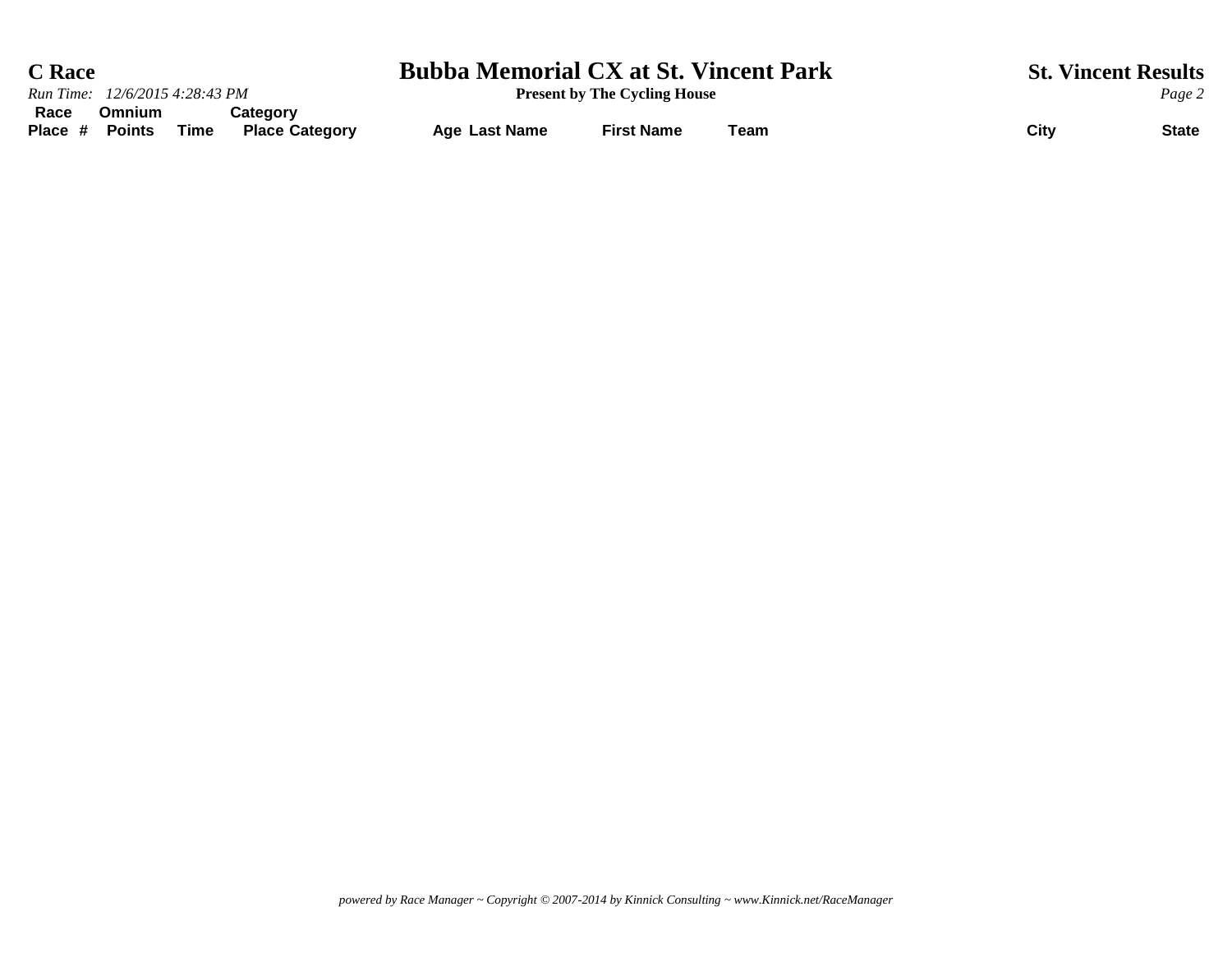# C Race

## Bubba Memorial CX at St. Vincent Park

**Present by The Cycling House**

**St. Vincent Results**

*Run Time: 12/6/2015 4:28:43 PM*

| Race Place | # | Omnium Points | Time | Category Place | Category | Age | Last Name | First Name | Team | City | State |
|---|---|---|---|---|---|---|---|---|---|---|---|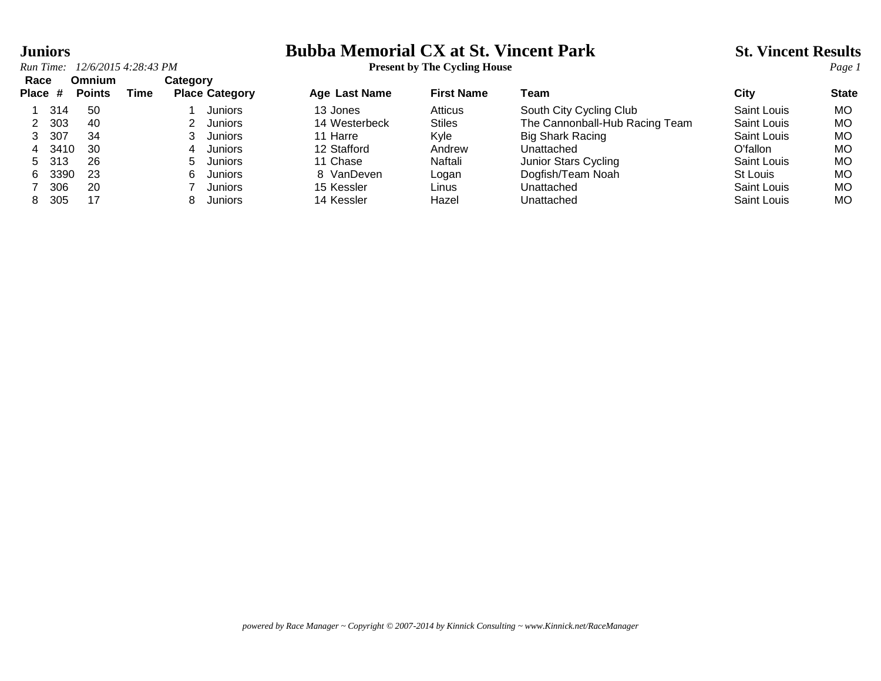# Juniors

## Bubba Memorial CX at St. Vincent Park

**Present by The Cycling House**

**St. Vincent Results**

*Run Time: 12/6/2015 4:28:43 PM*

| Race Place | # | Omnium Points | Time | Category Place | Category | Age | Last Name | First Name | Team | City | State |
|---|---|---|---|---|---|---|---|---|---|---|---|
| 1 | 314 | 50 | | 1 | Juniors | 13 | Jones | Atticus | South City Cycling Club | Saint Louis | MO |
| 2 | 303 | 40 | | 2 | Juniors | 14 | Westerbeck | Stiles | The Cannonball-Hub Racing Team | Saint Louis | MO |
| 3 | 307 | 34 | | 3 | Juniors | 11 | Harre | Kyle | Big Shark Racing | Saint Louis | MO |
| 4 | 3410 | 30 | | 4 | Juniors | 12 | Stafford | Andrew | Unattached | O'fallon | MO |
| 5 | 313 | 26 | | 5 | Juniors | 11 | Chase | Naftali | Junior Stars Cycling | Saint Louis | MO |
| 6 | 3390 | 23 | | 6 | Juniors | 8 | VanDeven | Logan | Dogfish/Team Noah | St Louis | MO |
| 7 | 306 | 20 | | 7 | Juniors | 15 | Kessler | Linus | Unattached | Saint Louis | MO |
| 8 | 305 | 17 | | 8 | Juniors | 14 | Kessler | Hazel | Unattached | Saint Louis | MO |

*powered by Race Manager ~ Copyright © 2007-2014 by Kinnick Consulting ~ www.Kinnick.net/RaceManager*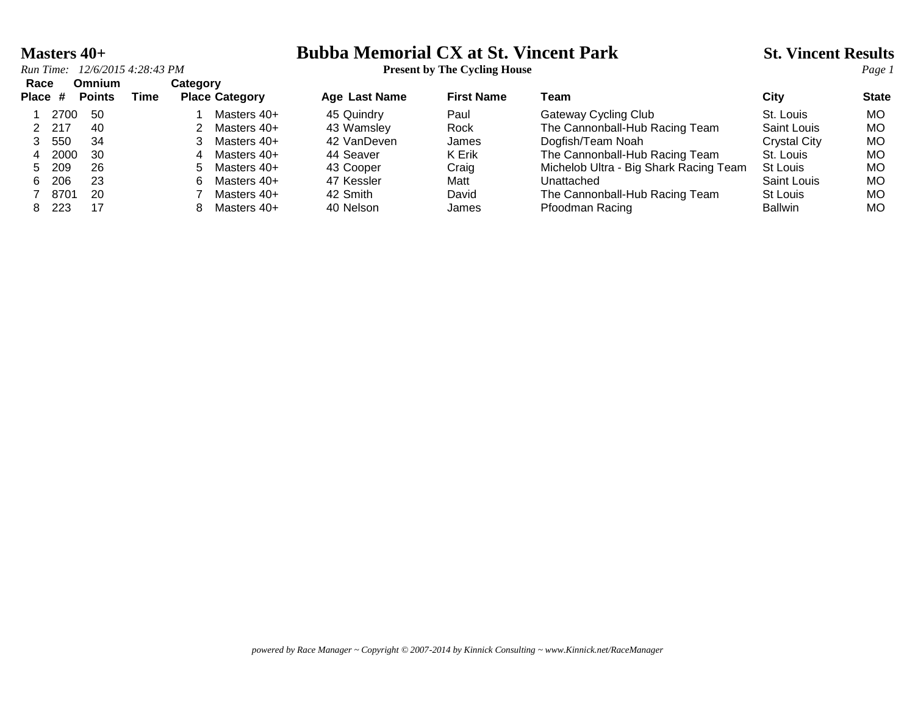# Masters 40+

# Bubba Memorial CX at St. Vincent Park

**Present by The Cycling House**

**St. Vincent Results**

*Run Time: 12/6/2015 4:28:43 PM*

| Race Place | # | Omnium Points | Time | Category Place | Category | Age | Last Name | First Name | Team | City | State |
|---|---|---|---|---|---|---|---|---|---|---|---|
| 1 | 2700 | 50 | | 1 | Masters 40+ | 45 | Quindry | Paul | Gateway Cycling Club | St. Louis | MO |
| 2 | 217 | 40 | | 2 | Masters 40+ | 43 | Wamsley | Rock | The Cannonball-Hub Racing Team | Saint Louis | MO |
| 3 | 550 | 34 | | 3 | Masters 40+ | 42 | VanDeven | James | Dogfish/Team Noah | Crystal City | MO |
| 4 | 2000 | 30 | | 4 | Masters 40+ | 44 | Seaver | K Erik | The Cannonball-Hub Racing Team | St. Louis | MO |
| 5 | 209 | 26 | | 5 | Masters 40+ | 43 | Cooper | Craig | Michelob Ultra - Big Shark Racing Team | St Louis | MO |
| 6 | 206 | 23 | | 6 | Masters 40+ | 47 | Kessler | Matt | Unattached | Saint Louis | MO |
| 7 | 8701 | 20 | | 7 | Masters 40+ | 42 | Smith | David | The Cannonball-Hub Racing Team | St Louis | MO |
| 8 | 223 | 17 | | 8 | Masters 40+ | 40 | Nelson | James | Pfoodman Racing | Ballwin | MO |

*powered by Race Manager ~ Copyright © 2007-2014 by Kinnick Consulting ~ www.Kinnick.net/RaceManager*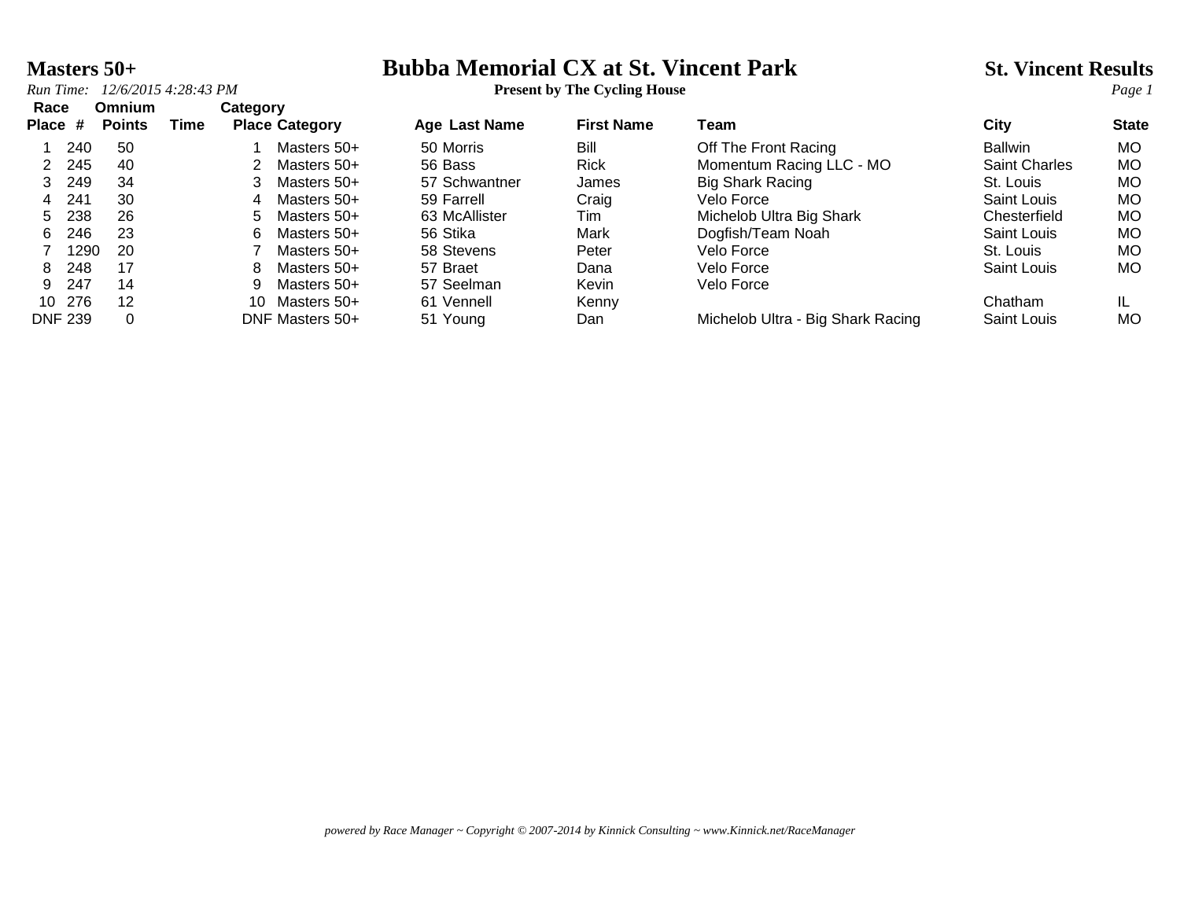# Masters 50+

## Bubba Memorial CX at St. Vincent Park

**Present by The Cycling House**

**St. Vincent Results**

*Run Time: 12/6/2015 4:28:43 PM*

| Race Place | # | Omnium Points | Time | Category Place | Category | Age | Last Name | First Name | Team | City | State |
|---|---|---|---|---|---|---|---|---|---|---|---|
| 1 | 240 | 50 | | 1 | Masters 50+ | 50 | Morris | Bill | Off The Front Racing | Ballwin | MO |
| 2 | 245 | 40 | | 2 | Masters 50+ | 56 | Bass | Rick | Momentum Racing LLC - MO | Saint Charles | MO |
| 3 | 249 | 34 | | 3 | Masters 50+ | 57 | Schwantner | James | Big Shark Racing | St. Louis | MO |
| 4 | 241 | 30 | | 4 | Masters 50+ | 59 | Farrell | Craig | Velo Force | Saint Louis | MO |
| 5 | 238 | 26 | | 5 | Masters 50+ | 63 | McAllister | Tim | Michelob Ultra Big Shark | Chesterfield | MO |
| 6 | 246 | 23 | | 6 | Masters 50+ | 56 | Stika | Mark | Dogfish/Team Noah | Saint Louis | MO |
| 7 | 1290 | 20 | | 7 | Masters 50+ | 58 | Stevens | Peter | Velo Force | St. Louis | MO |
| 8 | 248 | 17 | | 8 | Masters 50+ | 57 | Braet | Dana | Velo Force | Saint Louis | MO |
| 9 | 247 | 14 | | 9 | Masters 50+ | 57 | Seelman | Kevin | Velo Force | | |
| 10 | 276 | 12 | | 10 | Masters 50+ | 61 | Vennell | Kenny | | Chatham | IL |
| DNF | 239 | 0 | | DNF | Masters 50+ | 51 | Young | Dan | Michelob Ultra - Big Shark Racing | Saint Louis | MO |

*powered by Race Manager ~ Copyright © 2007-2014 by Kinnick Consulting ~ www.Kinnick.net/RaceManager*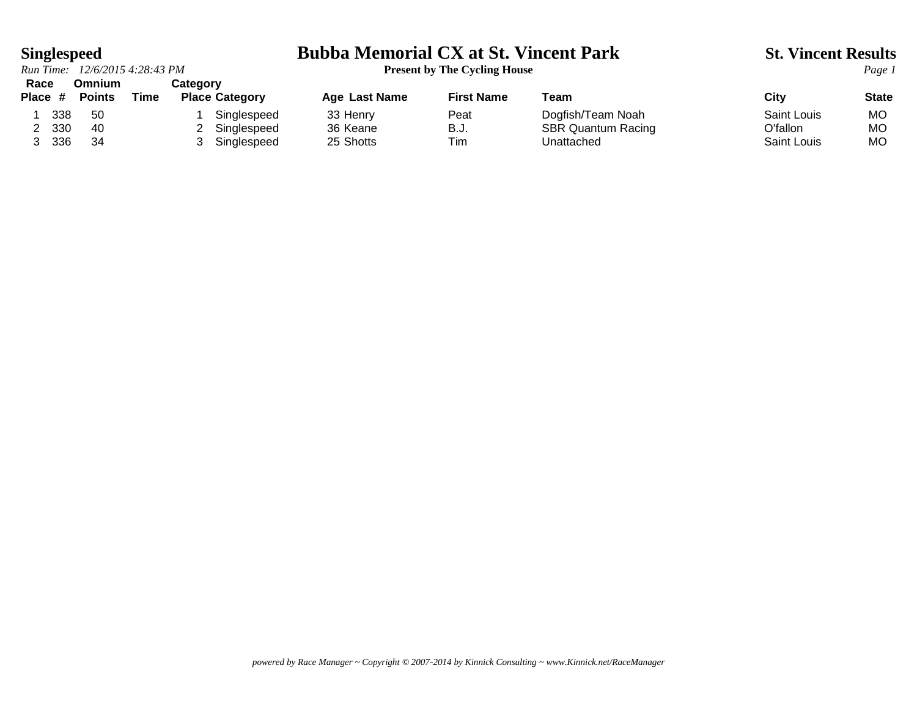# Bubba Memorial CX at St. Vincent Park

**Present by The Cycling House**

## Singlespeed

*Run Time: 12/6/2015 4:28:43 PM*

**St. Vincent Results**

| Race Place | # | Omnium Points | Time | Category Place | Category | Age | Last Name | First Name | Team | City | State |
|---|---|---|---|---|---|---|---|---|---|---|---|
| 1 | 338 | 50 | | 1 | Singlespeed | 33 | Henry | Peat | Dogfish/Team Noah | Saint Louis | MO |
| 2 | 330 | 40 | | 2 | Singlespeed | 36 | Keane | B.J. | SBR Quantum Racing | O'fallon | MO |
| 3 | 336 | 34 | | 3 | Singlespeed | 25 | Shotts | Tim | Unattached | Saint Louis | MO |

*powered by Race Manager ~ Copyright © 2007-2014 by Kinnick Consulting ~ www.Kinnick.net/RaceManager*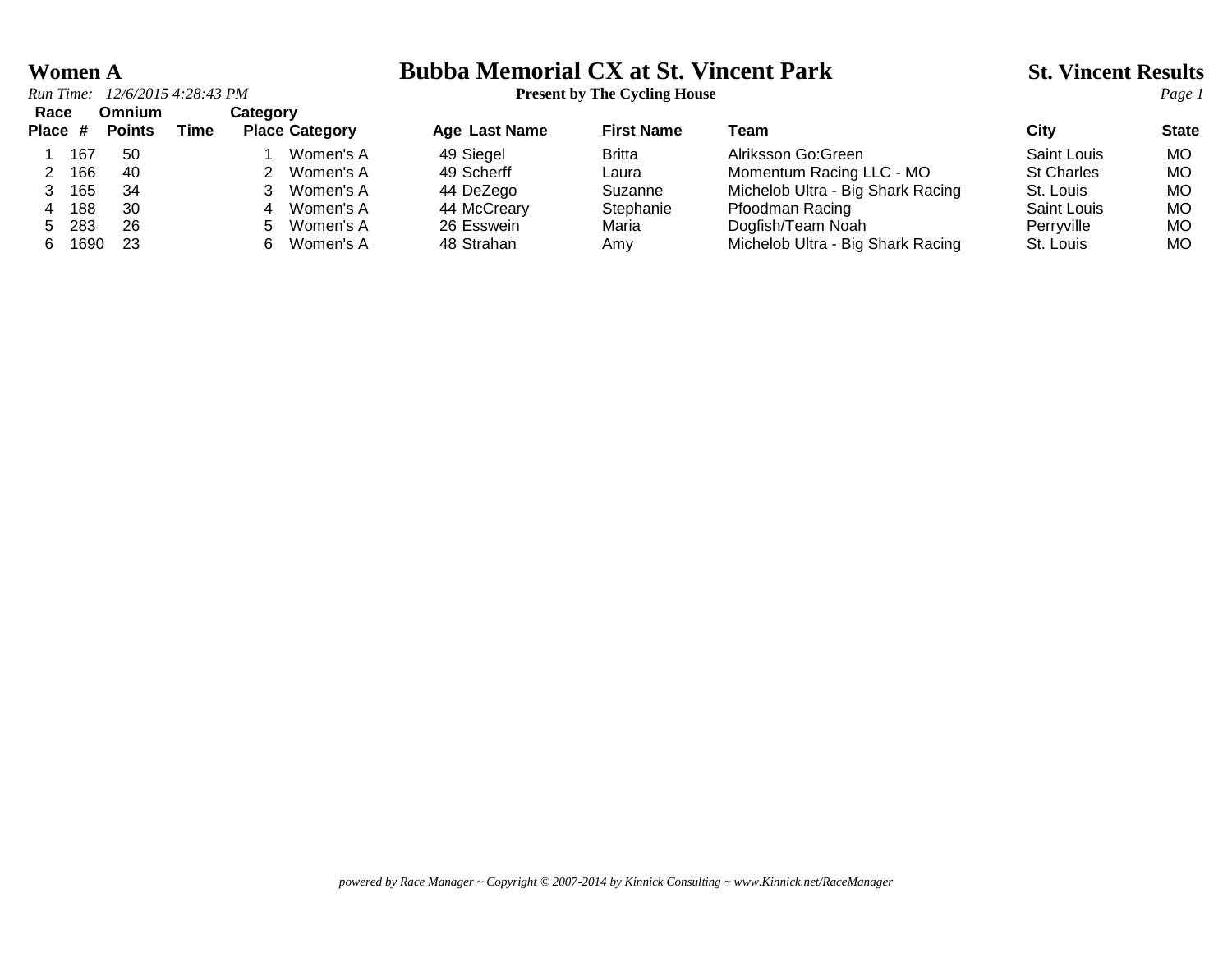# Women A

## Bubba Memorial CX at St. Vincent Park

**Present by The Cycling House**

**St. Vincent Results**

*Run Time: 12/6/2015 4:28:43 PM*

| Race Place | # | Omnium Points | Time | Category Place | Category | Age | Last Name | First Name | Team | City | State |
|---|---|---|---|---|---|---|---|---|---|---|---|
| 1 | 167 | 50 | | 1 | Women's A | 49 | Siegel | Britta | Alriksson Go:Green | Saint Louis | MO |
| 2 | 166 | 40 | | 2 | Women's A | 49 | Scherff | Laura | Momentum Racing LLC - MO | St Charles | MO |
| 3 | 165 | 34 | | 3 | Women's A | 44 | DeZego | Suzanne | Michelob Ultra - Big Shark Racing | St. Louis | MO |
| 4 | 188 | 30 | | 4 | Women's A | 44 | McCreary | Stephanie | Pfoodman Racing | Saint Louis | MO |
| 5 | 283 | 26 | | 5 | Women's A | 26 | Esswein | Maria | Dogfish/Team Noah | Perryville | MO |
| 6 | 1690 | 23 | | 6 | Women's A | 48 | Strahan | Amy | Michelob Ultra - Big Shark Racing | St. Louis | MO |

*powered by Race Manager ~ Copyright © 2007-2014 by Kinnick Consulting ~ www.Kinnick.net/RaceManager*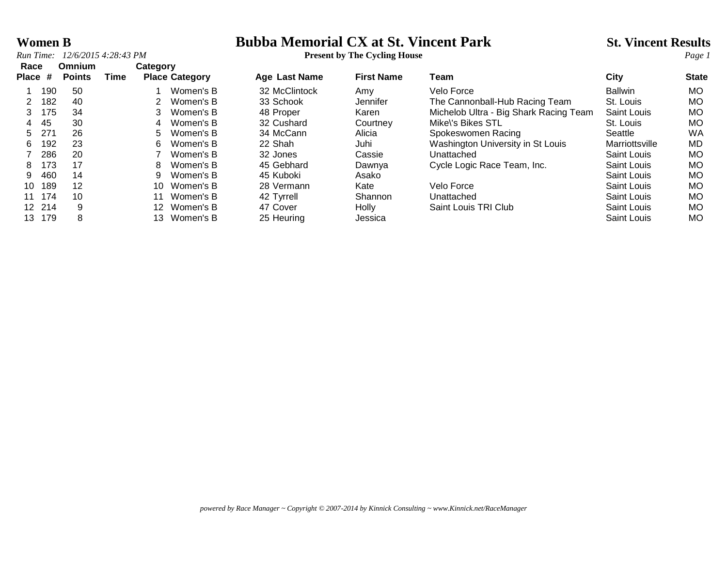# Bubba Memorial CX at St. Vincent Park

**Present by The Cycling House**

**Women B** — **St. Vincent Results**

*Run Time: 12/6/2015 4:28:43 PM*

| Race Place | # | Omnium Points | Time | Category Place | Category | Age | Last Name | First Name | Team | City | State |
|---|---|---|---|---|---|---|---|---|---|---|---|
| 1 | 190 | 50 | | 1 | Women's B | 32 | McClintock | Amy | Velo Force | Ballwin | MO |
| 2 | 182 | 40 | | 2 | Women's B | 33 | Schook | Jennifer | The Cannonball-Hub Racing Team | St. Louis | MO |
| 3 | 175 | 34 | | 3 | Women's B | 48 | Proper | Karen | Michelob Ultra - Big Shark Racing Team | Saint Louis | MO |
| 4 | 45 | 30 | | 4 | Women's B | 32 | Cushard | Courtney | Mike\'s Bikes STL | St. Louis | MO |
| 5 | 271 | 26 | | 5 | Women's B | 34 | McCann | Alicia | Spokeswomen Racing | Seattle | WA |
| 6 | 192 | 23 | | 6 | Women's B | 22 | Shah | Juhi | Washington University in St Louis | Marriottsville | MD |
| 7 | 286 | 20 | | 7 | Women's B | 32 | Jones | Cassie | Unattached | Saint Louis | MO |
| 8 | 173 | 17 | | 8 | Women's B | 45 | Gebhard | Dawnya | Cycle Logic Race Team, Inc. | Saint Louis | MO |
| 9 | 460 | 14 | | 9 | Women's B | 45 | Kuboki | Asako | | Saint Louis | MO |
| 10 | 189 | 12 | | 10 | Women's B | 28 | Vermann | Kate | Velo Force | Saint Louis | MO |
| 11 | 174 | 10 | | 11 | Women's B | 42 | Tyrrell | Shannon | Unattached | Saint Louis | MO |
| 12 | 214 | 9 | | 12 | Women's B | 47 | Cover | Holly | Saint Louis TRI Club | Saint Louis | MO |
| 13 | 179 | 8 | | 13 | Women's B | 25 | Heuring | Jessica | | Saint Louis | MO |

*powered by Race Manager ~ Copyright © 2007-2014 by Kinnick Consulting ~ www.Kinnick.net/RaceManager*